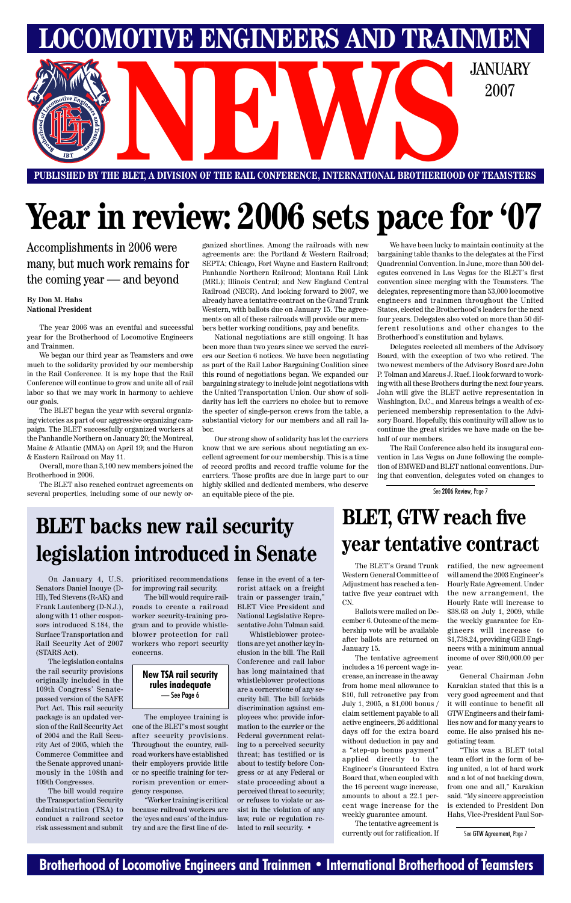# LOCOMOTIVE ENGINEERS AND TRAINMEN NEWS

JANUARY 2007

PUBLISHED BY THE BLET, A DIVISION OF THE RAIL CONFERENCE, INTERNATIONAL BROTHERHOOD OF TEAMSTERS

# Year in review: 2006 sets pace for '07

Accomplishments in 2006 were many, but much work remains for the coming year — and beyond

**By Don M. Hahs**
**National President**

The year 2006 was an eventful and successful year for the Brotherhood of Locomotive Engineers and Trainmen.

We began our third year as Teamsters and owe much to the solidarity provided by our membership in the Rail Conference. It is my hope that the Rail Conference will continue to grow and unite all of rail labor so that we may work in harmony to achieve our goals.

The BLET began the year with several organizing victories as part of our aggressive organizing campaign. The BLET successfully organized workers at the Panhandle Northern on January 20; the Montreal, Maine & Atlantic (MMA) on April 19; and the Huron & Eastern Railroad on May 11.

Overall, more than 3,100 new members joined the Brotherhood in 2006.

The BLET also reached contract agreements on several properties, including some of our newly organized shortlines. Among the railroads with new agreements are: the Portland & Western Railroad; SEPTA; Chicago, Fort Wayne and Eastern Railroad; Panhandle Northern Railroad; Montana Rail Link (MRL); Illinois Central; and New England Central Railroad (NECR). And looking forward to 2007, we already have a tentative contract on the Grand Trunk Western, with ballots due on January 15. The agreements on all of these railroads will provide our members better working conditions, pay and benefits.

National negotiations are still ongoing. It has been more than two years since we served the carriers our Section 6 notices. We have been negotiating as part of the Rail Labor Bargaining Coalition since this round of negotiations began. We expanded our bargaining strategy to include joint negotiations with the United Transportation Union. Our show of solidarity has left the carriers no choice but to remove the specter of single-person crews from the table, a substantial victory for our members and all rail labor.

Our strong show of solidarity has let the carriers know that we are serious about negotiating an excellent agreement for our membership. This is a time of record profits and record traffic volume for the carriers. Those profits are due in large part to our highly skilled and dedicated members, who deserve an equitable piece of the pie.

We have been lucky to maintain continuity at the bargaining table thanks to the delegates at the First Quadrennial Convention. In June, more than 500 delegates convened in Las Vegas for the BLET's first convention since merging with the Teamsters. The delegates, representing more than 53,000 locomotive engineers and trainmen throughout the United States, elected the Brotherhood's leaders for the next four years. Delegates also voted on more than 50 different resolutions and other changes to the Brotherhood's constitution and bylaws.

Delegates reelected all members of the Advisory Board, with the exception of two who retired. The two newest members of the Advisory Board are John P. Tolman and Marcus J. Ruef. I look forward to working with all these Brothers during the next four years. John will give the BLET active representation in Washington, D.C., and Marcus brings a wealth of experienced membership representation to the Advisory Board. Hopefully, this continuity will allow us to continue the great strides we have made on the behalf of our members.

The Rail Conference also held its inaugural convention in Las Vegas on June following the completion of BMWED and BLET national conventions. During that convention, delegates voted on changes to

See **2006 Review**, Page 7

# BLET backs new rail security legislation introduced in Senate

On January 4, U.S. Senators Daniel Inouye (D-HI), Ted Stevens (R-AK) and Frank Lautenberg (D-N.J.), along with 11 other cosponsors introduced S.184, the Surface Transportation and Rail Security Act of 2007 (STARS Act).

The legislation contains the rail security provisions originally included in the 109th Congress' Senate-passed version of the SAFE Port Act. This rail security package is an updated version of the Rail Security Act of 2004 and the Rail Security Act of 2005, which the Commerce Committee and the Senate approved unanimously in the 108th and 109th Congresses.

The bill would require the Transportation Security Administration (TSA) to conduct a railroad sector risk assessment and submit prioritized recommendations for improving rail security.

The bill would require railroads to create a railroad worker security-training program and to provide whistleblower protection for rail workers who report security concerns.

**New TSA rail security rules inadequate**
— See Page 6

The employee training is one of the BLET's most sought after security provisions. Throughout the country, railroad workers have established their employers provide little or no specific training for terrorism prevention or emergency response.

"Worker training is critical because railroad workers are the 'eyes and ears' of the industry and are the first line of defense in the event of a terrorist attack on a freight train or passenger train," BLET Vice President and National Legislative Representative John Tolman said.

Whistleblower protections are yet another key inclusion in the bill. The Rail Conference and rail labor has long maintained that whistleblower protections are a cornerstone of any security bill. The bill forbids discrimination against employees who: provide information to the carrier or the Federal government relating to a perceived security threat; has testified or is about to testify before Congress or at any Federal or state proceeding about a perceived threat to security; or refuses to violate or assist in the violation of any law, rule or regulation related to rail security. •

# BLET, GTW reach five year tentative contract

The BLET's Grand Trunk Western General Committee of Adjustment has reached a tentative five year contract with CN.

Ballots were mailed on December 6. Outcome of the membership vote will be available after ballots are returned on January 15.

The tentative agreement includes a 16 percent wage increase, an increase in the away from home meal allowance to $10, full retroactive pay from July 1, 2005, a $1,000 bonus / claim settlement payable to all active engineers, 26 additional days off for the extra board without deduction in pay and a "step-up bonus payment" applied directly to the Engineer's Guaranteed Extra Board that, when coupled with the 16 percent wage increase, amounts to about a 22.1 percent wage increase for the weekly guarantee amount.

The tentative agreement is currently out for ratification. If ratified, the new agreement will amend the 2003 Engineer's Hourly Rate Agreement. Under the new arrangement, the Hourly Rate will increase to $38.63 on July 1, 2009, while the weekly guarantee for Engineers will increase to $1,738.24, providing GEB Engineers with a minimum annual income of over $90,000.00 per year.

General Chairman John Karakian stated that this is a very good agreement and that it will continue to benefit all GTW Engineers and their families now and for many years to come. He also praised his negotiating team.

"This was a BLET total team effort in the form of being united, a lot of hard work and a lot of not backing down, from one and all," Karakian said. "My sincere appreciation is extended to President Don Hahs, Vice-President Paul Sor-

See **GTW Agreement**, Page 7

Brotherhood of Locomotive Engineers and Trainmen • International Brotherhood of Teamsters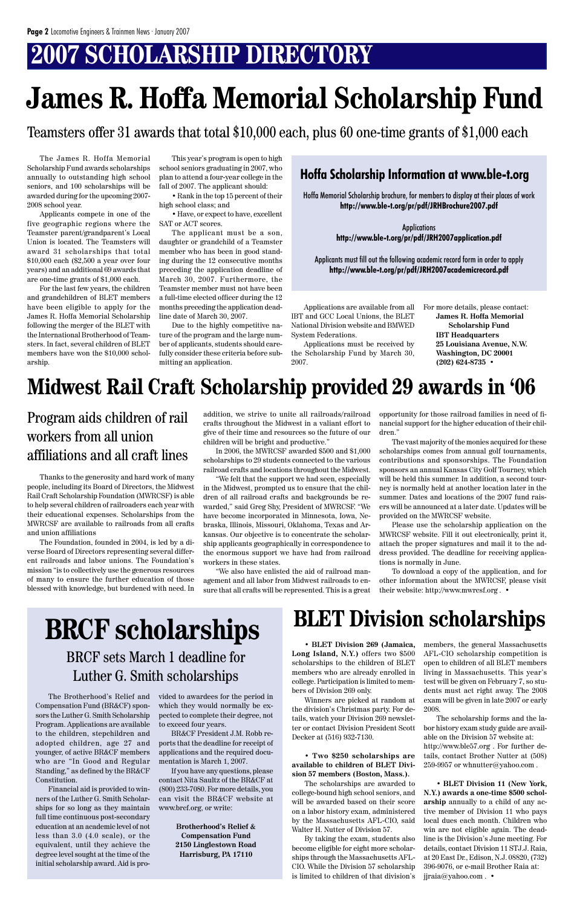# 2007 SCHOLARSHIP DIRECTORY

# James R. Hoffa Memorial Scholarship Fund

## Teamsters offer 31 awards that total $10,000 each, plus 60 one-time grants of $1,000 each

The James R. Hoffa Memorial Scholarship Fund awards scholarships annually to outstanding high school seniors, and 100 scholarships will be awarded during for the upcoming 2007-2008 school year.

Applicants compete in one of the five geographic regions where the Teamster parent/grandparent's Local Union is located. The Teamsters will award 31 scholarships that total $10,000 each ($2,500 a year over four years) and an additional 69 awards that are one-time grants of $1,000 each.

For the last few years, the children and grandchildren of BLET members have been eligible to apply for the James R. Hoffa Memorial Scholarship following the merger of the BLET with the International Brotherhood of Teamsters. In fact, several children of BLET members have won the $10,000 scholarship.

This year's program is open to high school seniors graduating in 2007, who plan to attend a four-year college in the fall of 2007. The applicant should:

- Rank in the top 15 percent of their high school class; and
- Have, or expect to have, excellent SAT or ACT scores.

The applicant must be a son, daughter or grandchild of a Teamster member who has been in good standing during the 12 consecutive months preceding the application deadline of March 30, 2007. Furthermore, the Teamster member must not have been a full-time elected officer during the 12 months preceding the application deadline date of March 30, 2007.

Due to the highly competitive nature of the program and the large number of applicants, students should carefully consider these criteria before submitting an application.

### Hoffa Scholarship Information at www.ble-t.org

Hoffa Memorial Scholarship brochure, for members to display at their places of work
**http://www.ble-t.org/pr/pdf/JRHBrochure2007.pdf**

Applications
**http://www.ble-t.org/pr/pdf/JRH2007application.pdf**

Applicants must fill out the following academic record form in order to apply
**http://www.ble-t.org/pr/pdf/JRH2007academicrecord.pdf**

Applications are available from all IBT and GCC Local Unions, the BLET National Division website and BMWED System Federations.

Applications must be received by the Scholarship Fund by March 30, 2007.

For more details, please contact:
**James R. Hoffa Memorial Scholarship Fund**
**IBT Headquarters**
**25 Louisiana Avenue, N.W.**
**Washington, DC 20001**
**(202) 624-8735** •

# Midwest Rail Craft Scholarship provided 29 awards in '06

## Program aids children of rail workers from all union affiliations and all craft lines

Thanks to the generosity and hard work of many people, including its Board of Directors, the Midwest Rail Craft Scholarship Foundation (MWRCSF) is able to help several children of railroaders each year with their educational expenses. Scholarships from the MWRCSF are available to railroads from all crafts and union affiliations

The Foundation, founded in 2004, is led by a diverse Board of Directors representing several different railroads and labor unions. The Foundation's mission "is to collectively use the generous resources of many to ensure the further education of those blessed with knowledge, but burdened with need. In addition, we strive to unite all railroads/railroad crafts throughout the Midwest in a valiant effort to give of their time and resources so the future of our children will be bright and productive."

In 2006, the MWRCSF awarded $500 and $1,000 scholarships to 29 students connected to the various railroad crafts and locations throughout the Midwest.

"We felt that the support we had seen, especially in the Midwest, prompted us to ensure that the children of all railroad crafts and backgrounds be rewarded," said Greg Shy, President of MWRCSF. "We have become incorporated in Minnesota, Iowa, Nebraska, Illinois, Missouri, Oklahoma, Texas and Arkansas. Our objective is to concentrate the scholarship applicants geographically in correspondence to the enormous support we have had from railroad workers in these states.

"We also have enlisted the aid of railroad management and all labor from Midwest railroads to ensure that all crafts will be represented. This is a great opportunity for those railroad families in need of financial support for the higher education of their children."

The vast majority of the monies acquired for these scholarships comes from annual golf tournaments, contributions and sponsorships. The Foundation sponsors an annual Kansas City Golf Tourney, which will be held this summer. In addition, a second tourney is normally held at another location later in the summer. Dates and locations of the 2007 fund raisers will be announced at a later date. Updates will be provided on the MWRCSF website.

Please use the scholarship application on the MWRCSF website. Fill it out electronically, print it, attach the proper signatures and mail it to the address provided. The deadline for receiving applications is normally in June.

To download a copy of the application, and for other information about the MWRCSF, please visit their website: http://www.mwrcsf.org . •

# BRCF scholarships

## BRCF sets March 1 deadline for Luther G. Smith scholarships

The Brotherhood's Relief and Compensation Fund (BR&CF) sponsors the Luther G. Smith Scholarship Program. Applications are available to the children, stepchildren and adopted children, age 27 and younger, of active BR&CF members who are "In Good and Regular Standing," as defined by the BR&CF Constitution.

Financial aid is provided to winners of the Luther G. Smith Scholarships for so long as they maintain full time continuous post-secondary education at an academic level of not less than 3.0 (4.0 scale), or the equivalent, until they achieve the degree level sought at the time of the initial scholarship award. Aid is provided to awardees for the period in which they would normally be expected to complete their degree, not to exceed four years.

BR&CF President J.M. Robb reports that the deadline for receipt of applications and the required documentation is March 1, 2007.

If you have any questions, please contact Nita Saultz of the BR&CF at (800) 233-7080. For more details, you can visit the BR&CF website at www.brcf.org, or write:

**Brotherhood's Relief & Compensation Fund**
**2150 Linglestown Road**
**Harrisburg, PA 17110**

# BLET Division scholarships

**• BLET Division 269 (Jamaica, Long Island, N.Y.)** offers two $500 scholarships to the children of BLET members who are already enrolled in college. Participation is limited to members of Division 269 only.

Winners are picked at random at the division's Christmas party. For details, watch your Division 269 newsletter or contact Division President Scott Decker at (516) 932-7130.

**• Two $250 scholarships are available to children of BLET Division 57 members (Boston, Mass.).**

The scholarships are awarded to college-bound high school seniors, and will be awarded based on their score on a labor history exam, administered by the Massachusetts AFL-CIO, said Walter H. Nutter of Division 57.

By taking the exam, students also become eligible for eight more scholarships through the Massachusetts AFL-CIO. While the Division 57 scholarship is limited to children of that division's members, the general Massachusetts AFL-CIO scholarship competition is open to children of all BLET members living in Massachusetts. This year's test will be given on February 7, so students must act right away. The 2008 exam will be given in late 2007 or early 2008.

The scholarship forms and the labor history exam study guide are available on the Division 57 website at: http://www.ble57.org . For further details, contact Brother Nutter at (508) 259-9957 or whnutter@yahoo.com .

**• BLET Division 11 (New York, N.Y.) awards a one-time $500 scholarship** annually to a child of any active member of Division 11 who pays local dues each month. Children who win are not eligible again. The deadline is the Division's June meeting. For details, contact Division 11 ST J.J. Raia, at 20 East Dr., Edison, N.J. 08820, (732) 396-9076, or e-mail Brother Raia at: jjraia@yahoo.com . •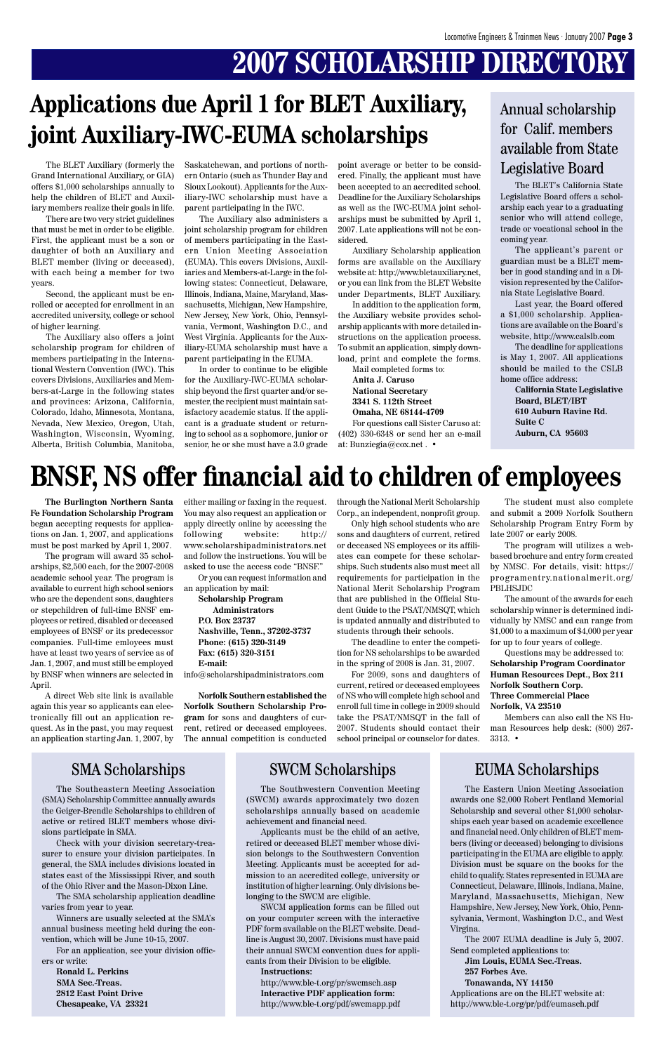# 2007 SCHOLARSHIP DIRECTORY

## Applications due April 1 for BLET Auxiliary, joint Auxiliary-IWC-EUMA scholarships

The BLET Auxiliary (formerly the Grand International Auxiliary, or GIA) offers $1,000 scholarships annually to help the children of BLET and Auxiliary members realize their goals in life.

There are two very strict guidelines that must be met in order to be eligible. First, the applicant must be a son or daughter of both an Auxiliary and BLET member (living or deceased), with each being a member for two years.

Second, the applicant must be enrolled or accepted for enrollment in an accredited university, college or school of higher learning.

The Auxiliary also offers a joint scholarship program for children of members participating in the International Western Convention (IWC). This covers Divisions, Auxiliaries and Members-at-Large in the following states and provinces: Arizona, California, Colorado, Idaho, Minnesota, Montana, Nevada, New Mexico, Oregon, Utah, Washington, Wisconsin, Wyoming, Alberta, British Columbia, Manitoba, Saskatchewan, and portions of northern Ontario (such as Thunder Bay and Sioux Lookout). Applicants for the Auxiliary-IWC scholarship must have a parent participating in the IWC.

The Auxiliary also administers a joint scholarship program for children of members participating in the Eastern Union Meeting Association (EUMA). This covers Divisions, Auxiliaries and Members-at-Large in the following states: Connecticut, Delaware, Illinois, Indiana, Maine, Maryland, Massachusetts, Michigan, New Hampshire, New Jersey, New York, Ohio, Pennsylvania, Vermont, Washington D.C., and West Virginia. Applicants for the Auxiliary-EUMA scholarship must have a parent participating in the EUMA.

In order to continue to be eligible for the Auxiliary-IWC-EUMA scholarship beyond the first quarter and/or semester, the recipient must maintain satisfactory academic status. If the applicant is a graduate student or returning to school as a sophomore, junior or senior, he or she must have a 3.0 grade point average or better to be considered. Finally, the applicant must have been accepted to an accredited school. Deadline for the Auxiliary Scholarships as well as the IWC-EUMA joint scholarships must be submitted by April 1, 2007. Late applications will not be considered.

Auxiliary Scholarship application forms are available on the Auxiliary website at: http://www.bletauxiliary.net, or you can link from the BLET Website under Departments, BLET Auxiliary.

In addition to the application form, the Auxiliary website provides scholarship applicants with more detailed instructions on the application process. To submit an application, simply download, print and complete the forms.

Mail completed forms to:

**Anita J. Caruso**
**National Secretary**
**3341 S. 112th Street**
**Omaha, NE 68144-4709**

For questions call Sister Caruso at: (402) 330-6348 or send her an e-mail at: Bunziegia@cox.net . •

## Annual scholarship for Calif. members available from State Legislative Board

The BLET's California State Legislative Board offers a scholarship each year to a graduating senior who will attend college, trade or vocational school in the coming year.

The applicant's parent or guardian must be a BLET member in good standing and in a Division represented by the California State Legislative Board.

Last year, the Board offered a $1,000 scholarship. Applications are available on the Board's website, http://www.calslb.com

The deadline for applications is May 1, 2007. All applications should be mailed to the CSLB home office address:

**California State Legislative Board, BLET/IBT**
**610 Auburn Ravine Rd.**
**Suite C**
**Auburn, CA 95603**

## BNSF, NS offer financial aid to children of employees

**The Burlington Northern Santa Fe Foundation Scholarship Program** began accepting requests for applications on Jan. 1, 2007, and applications must be post marked by April 1, 2007.

The program will award 35 scholarships, $2,500 each, for the 2007-2008 academic school year. The program is available to current high school seniors who are the dependent sons, daughters or stepchildren of full-time BNSF employees or retired, disabled or deceased employees of BNSF or its predecessor companies. Full-time emloyees must have at least two years of service as of Jan. 1, 2007, and must still be employed by BNSF when winners are selected in April.

A direct Web site link is available again this year so applicants can electronically fill out an application request. As in the past, you may request an application starting Jan. 1, 2007, by either mailing or faxing in the request. You may also request an application or apply directly online by accessing the following website: http://www.scholarshipadministrators.net and follow the instructions. You will be asked to use the access code "BNSF."

Or you can request information and an application by mail:

**Scholarship Program Administrators**
**P.O. Box 23737**
**Nashville, Tenn., 37202-3737**
**Phone: (615) 320-3149**
**Fax: (615) 320-3151**
**E-mail:**
info@scholarshipadministrators.com

**Norfolk Southern established the Norfolk Southern Scholarship Program** for sons and daughters of current, retired or deceased employees. The annual competition is conducted through the National Merit Scholarship Corp., an independent, nonprofit group.

Only high school students who are sons and daughters of current, retired or deceased NS employees or its affiliates can compete for these scholarships. Such students also must meet all requirements for participation in the National Merit Scholarship Program that are published in the Official Student Guide to the PSAT/NMSQT, which is updated annually and distributed to students through their schools.

The deadline to enter the competition for NS scholarships to be awarded in the spring of 2008 is Jan. 31, 2007.

For 2009, sons and daughters of current, retired or deceased employees of NS who will complete high school and enroll full time in college in 2009 should take the PSAT/NMSQT in the fall of 2007. Students should contact their school principal or counselor for dates.

The student must also complete and submit a 2009 Norfolk Southern Scholarship Program Entry Form by late 2007 or early 2008.

The program will utilizes a web-based brochure and entry form created by NMSC. For details, visit: https://programentry.nationalmerit.org/PBLHSJDC

The amount of the awards for each scholarship winner is determined individually by NMSC and can range from $1,000 to a maximum of $4,000 per year for up to four years of college.

Questions may be addressed to:

**Scholarship Program Coordinator**
**Human Resources Dept., Box 211**
**Norfolk Southern Corp.**
**Three Commercial Place**
**Norfolk, VA 23510**

Members can also call the NS Human Resources help desk: (800) 267-3313. •

## SMA Scholarships

The Southeastern Meeting Association (SMA) Scholarship Committee annually awards the Geiger-Brendle Scholarships to children of active or retired BLET members whose divisions participate in SMA.

Check with your division secretary-treasurer to ensure your division participates. In general, the SMA includes divisions located in states east of the Mississippi River, and south of the Ohio River and the Mason-Dixon Line.

The SMA scholarship application deadline varies from year to year.

Winners are usually selected at the SMA's annual business meeting held during the convention, which will be June 10-15, 2007.

For an application, see your division officers or write:

**Ronald L. Perkins**
**SMA Sec.-Treas.**
**2812 East Point Drive**
**Chesapeake, VA 23321**

## SWCM Scholarships

The Southwestern Convention Meeting (SWCM) awards approximately two dozen scholarships annually based on academic achievement and financial need.

Applicants must be the child of an active, retired or deceased BLET member whose division belongs to the Southwestern Convention Meeting. Applicants must be accepted for admission to an accredited college, university or institution of higher learning. Only divisions belonging to the SWCM are eligible.

SWCM application forms can be filled out on your computer screen with the interactive PDF form available on the BLET website. Deadline is August 30, 2007. Divisions must have paid their annual SWCM convention dues for applicants from their Division to be eligible.

**Instructions:**
http://www.ble-t.org/pr/swcmsch.asp
**Interactive PDF application form:**
http://www.ble-t.org/pdf/swcmapp.pdf

## EUMA Scholarships

The Eastern Union Meeting Association awards one $2,000 Robert Pentland Memorial Scholarship and several other $1,000 scholarships each year based on academic excellence and financial need. Only children of BLET members (living or deceased) belonging to divisions participating in the EUMA are eligible to apply. Division must be square on the books for the child to qualify. States represented in EUMA are Connecticut, Delaware, Illinois, Indiana, Maine, Maryland, Massachusetts, Michigan, New Hampshire, New Jersey, New York, Ohio, Pennsylvania, Vermont, Washington D.C., and West Virgina.

The 2007 EUMA deadline is July 5, 2007. Send completed applications to:

**Jim Louis, EUMA Sec.-Treas.**
**257 Forbes Ave.**
**Tonawanda, NY 14150**

Applications are on the BLET website at: http://www.ble-t.org/pr/pdf/eumasch.pdf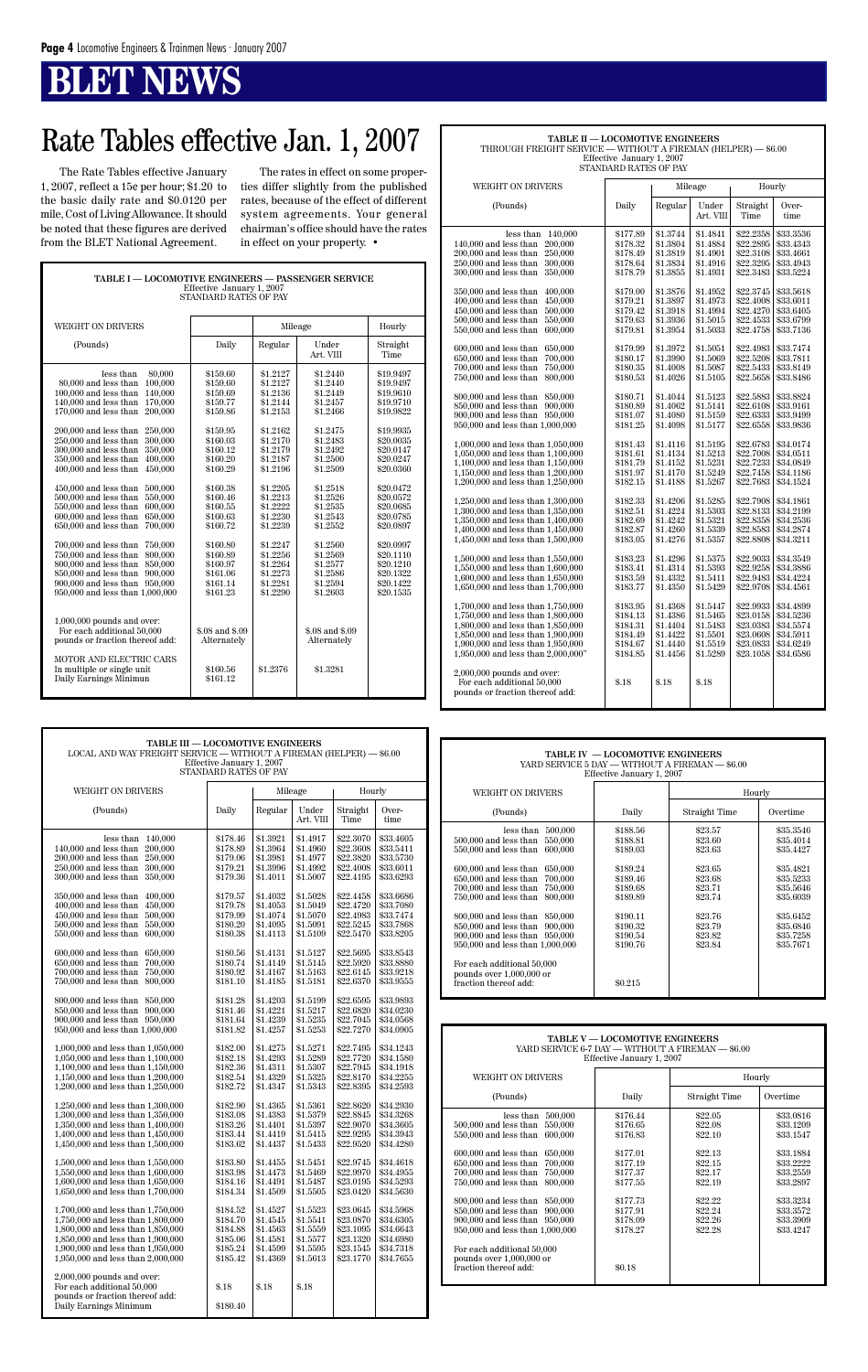# BLET NEWS

# Rate Tables effective Jan. 1, 2007

The Rate Tables effective January 1, 2007, reflect a 15¢ per hour; $1.20 to the basic daily rate and $0.0120 per mile, Cost of Living Allowance. It should be noted that these figures are derived from the BLET National Agreement.

The rates in effect on some properties differ slightly from the published rates, because of the effect of different system agreements. Your general chairman's office should have the rates in effect on your property. •

**TABLE I — LOCOMOTIVE ENGINEERS — PASSENGER SERVICE**
Effective January 1, 2007
STANDARD RATES OF PAY

| WEIGHT ON DRIVERS | | Mileage | | Hourly |
|---|---|---|---|---|
| (Pounds) | Daily | Regular | Under Art. VIII | Straight Time |
| less than 80,000 | $159.60 | $1.2127 | $1.2440 | $19.9497 |
| 80,000 and less than 100,000 | $159.60 | $1.2127 | $1.2440 | $19.9497 |
| 100,000 and less than 140,000 | $159.69 | $1.2136 | $1.2449 | $19.9610 |
| 140,000 and less than 170,000 | $159.77 | $1.2144 | $1.2457 | $19.9710 |
| 170,000 and less than 200,000 | $159.86 | $1.2153 | $1.2466 | $19.9822 |
| 200,000 and less than 250,000 | $159.95 | $1.2162 | $1.2475 | $19.9935 |
| 250,000 and less than 300,000 | $160.03 | $1.2170 | $1.2483 | $20.0035 |
| 300,000 and less than 350,000 | $160.12 | $1.2179 | $1.2492 | $20.0147 |
| 350,000 and less than 400,000 | $160.20 | $1.2187 | $1.2500 | $20.0247 |
| 400,000 and less than 450,000 | $160.29 | $1.2196 | $1.2509 | $20.0360 |
| 450,000 and less than 500,000 | $160.38 | $1.2205 | $1.2518 | $20.0472 |
| 500,000 and less than 550,000 | $160.46 | $1.2213 | $1.2526 | $20.0572 |
| 550,000 and less than 600,000 | $160.55 | $1.2222 | $1.2535 | $20.0685 |
| 600,000 and less than 650,000 | $160.63 | $1.2230 | $1.2543 | $20.0785 |
| 650,000 and less than 700,000 | $160.72 | $1.2239 | $1.2552 | $20.0897 |
| 700,000 and less than 750,000 | $160.80 | $1.2247 | $1.2560 | $20.0997 |
| 750,000 and less than 800,000 | $160.89 | $1.2256 | $1.2569 | $20.1110 |
| 800,000 and less than 850,000 | $160.97 | $1.2264 | $1.2577 | $20.1210 |
| 850,000 and less than 900,000 | $161.06 | $1.2273 | $1.2586 | $20.1322 |
| 900,000 and less than 950,000 | $161.14 | $1.2281 | $1.2594 | $20.1422 |
| 950,000 and less than 1,000,000 | $161.23 | $1.2290 | $1.2603 | $20.1535 |
| 1,000,000 pounds and over: For each additional 50,000 pounds or fraction thereof add: | $.08 and $.09 Alternately | | $.08 and $.09 Alternately | |
| MOTOR AND ELECTRIC CARS In multiple or single unit | $160.56 | $1.2376 | $1.3281 | |
| Daily Earnings Minimum | $161.12 | | | |

**TABLE II — LOCOMOTIVE ENGINEERS**
THROUGH FREIGHT SERVICE — WITHOUT A FIREMAN (HELPER) — $6.00
Effective January 1, 2007
STANDARD RATES OF PAY

| WEIGHT ON DRIVERS | | Mileage | | Hourly | |
|---|---|---|---|---|---|
| (Pounds) | Daily | Regular | Under Art. VIII | Straight Time | Over-time |
| less than 140,000 | $177.89 | $1.3744 | $1.4841 | $22.2358 | $33.3536 |
| 140,000 and less than 200,000 | $178.32 | $1.3804 | $1.4884 | $22.2895 | $33.4343 |
| 200,000 and less than 250,000 | $178.49 | $1.3819 | $1.4901 | $22.3108 | $33.4661 |
| 250,000 and less than 300,000 | $178.64 | $1.3834 | $1.4916 | $22.3295 | $33.4943 |
| 300,000 and less than 350,000 | $178.79 | $1.3855 | $1.4931 | $22.3483 | $33.5224 |
| 350,000 and less than 400,000 | $179.00 | $1.3876 | $1.4952 | $22.3745 | $33.5618 |
| 400,000 and less than 450,000 | $179.21 | $1.3897 | $1.4973 | $22.4008 | $33.6011 |
| 450,000 and less than 500,000 | $179.42 | $1.3918 | $1.4994 | $22.4270 | $33.6405 |
| 500,000 and less than 550,000 | $179.63 | $1.3936 | $1.5015 | $22.4533 | $33.6799 |
| 550,000 and less than 600,000 | $179.81 | $1.3954 | $1.5033 | $22.4758 | $33.7136 |
| 600,000 and less than 650,000 | $179.99 | $1.3972 | $1.5051 | $22.4983 | $33.7474 |
| 650,000 and less than 700,000 | $180.17 | $1.3990 | $1.5069 | $22.5208 | $33.7811 |
| 700,000 and less than 750,000 | $180.35 | $1.4008 | $1.5087 | $22.5433 | $33.8149 |
| 750,000 and less than 800,000 | $180.53 | $1.4026 | $1.5105 | $22.5658 | $33.8486 |
| 800,000 and less than 850,000 | $180.71 | $1.4044 | $1.5123 | $22.5883 | $33.8824 |
| 850,000 and less than 900,000 | $180.89 | $1.4062 | $1.5141 | $22.6108 | $33.9161 |
| 900,000 and less than 950,000 | $181.07 | $1.4080 | $1.5159 | $22.6333 | $33.9499 |
| 950,000 and less than 1,000,000 | $181.25 | $1.4098 | $1.5177 | $22.6558 | $33.9836 |
| 1,000,000 and less than 1,050,000 | $181.43 | $1.4116 | $1.5195 | $22.6783 | $34.0174 |
| 1,050,000 and less than 1,100,000 | $181.61 | $1.4134 | $1.5213 | $22.7008 | $34.0511 |
| 1,100,000 and less than 1,150,000 | $181.79 | $1.4152 | $1.5231 | $22.7233 | $34.0849 |
| 1,150,000 and less than 1,200,000 | $181.97 | $1.4170 | $1.5249 | $22.7458 | $34.1186 |
| 1,200,000 and less than 1,250,000 | $182.15 | $1.4188 | $1.5267 | $22.7683 | $34.1524 |
| 1,250,000 and less than 1,300,000 | $182.33 | $1.4206 | $1.5285 | $22.7908 | $34.1861 |
| 1,300,000 and less than 1,350,000 | $182.51 | $1.4224 | $1.5303 | $22.8133 | $34.2199 |
| 1,350,000 and less than 1,400,000 | $182.69 | $1.4242 | $1.5321 | $22.8358 | $34.2536 |
| 1,400,000 and less than 1,450,000 | $182.87 | $1.4260 | $1.5339 | $22.8583 | $34.2874 |
| 1,450,000 and less than 1,500,000 | $183.05 | $1.4276 | $1.5357 | $22.8808 | $34.3211 |
| 1,500,000 and less than 1,550,000 | $183.23 | $1.4296 | $1.5375 | $22.9033 | $34.3549 |
| 1,550,000 and less than 1,600,000 | $183.41 | $1.4314 | $1.5393 | $22.9258 | $34.3886 |
| 1,600,000 and less than 1,650,000 | $183.59 | $1.4332 | $1.5411 | $22.9483 | $34.4224 |
| 1,650,000 and less than 1,700,000 | $183.77 | $1.4350 | $1.5429 | $22.9708 | $34.4561 |
| 1,700,000 and less than 1,750,000 | $183.95 | $1.4368 | $1.5447 | $22.9933 | $34.4899 |
| 1,750,000 and less than 1,800,000 | $184.13 | $1.4386 | $1.5465 | $23.0158 | $34.5236 |
| 1,800,000 and less than 1,850,000 | $184.31 | $1.4404 | $1.5483 | $23.0383 | $34.5574 |
| 1,850,000 and less than 1,900,000 | $184.49 | $1.4422 | $1.5501 | $23.0608 | $34.5911 |
| 1,900,000 and less than 1,950,000 | $184.67 | $1.4440 | $1.5519 | $23.0833 | $34.6249 |
| 1,950,000 and less than 2,000,000" | $184.85 | $1.4456 | $1.5289 | $23.1058 | $34.6586 |
| 2,000,000 pounds and over: For each additional 50,000 pounds or fraction thereof add: | $.18 | $.18 | $.18 | | |

**TABLE III — LOCOMOTIVE ENGINEERS**
LOCAL AND WAY FREIGHT SERVICE — WITHOUT A FIREMAN (HELPER) — $6.00
Effective January 1, 2007
STANDARD RATES OF PAY

| WEIGHT ON DRIVERS | | Mileage | | Hourly | |
|---|---|---|---|---|---|
| (Pounds) | Daily | Regular | Under Art. VIII | Straight Time | Over-time |
| less than 140,000 | $178.46 | $1.3921 | $1.4917 | $22.3070 | $33.4605 |
| 140,000 and less than 200,000 | $178.89 | $1.3964 | $1.4960 | $22.3608 | $33.5411 |
| 200,000 and less than 250,000 | $179.06 | $1.3981 | $1.4977 | $22.3820 | $33.5730 |
| 250,000 and less than 300,000 | $179.21 | $1.3996 | $1.4992 | $22.4008 | $33.6011 |
| 300,000 and less than 350,000 | $179.36 | $1.4011 | $1.5007 | $22.4195 | $33.6293 |
| 350,000 and less than 400,000 | $179.57 | $1.4032 | $1.5028 | $22.4458 | $33.6686 |
| 400,000 and less than 450,000 | $179.78 | $1.4053 | $1.5049 | $22.4720 | $33.7080 |
| 450,000 and less than 500,000 | $179.99 | $1.4074 | $1.5070 | $22.4983 | $33.7474 |
| 500,000 and less than 550,000 | $180.20 | $1.4095 | $1.5091 | $22.5245 | $33.7868 |
| 550,000 and less than 600,000 | $180.38 | $1.4113 | $1.5109 | $22.5470 | $33.8205 |
| 600,000 and less than 650,000 | $180.56 | $1.4131 | $1.5127 | $22.5695 | $33.8543 |
| 650,000 and less than 700,000 | $180.74 | $1.4149 | $1.5145 | $22.5920 | $33.8880 |
| 700,000 and less than 750,000 | $180.92 | $1.4167 | $1.5163 | $22.6145 | $33.9218 |
| 750,000 and less than 800,000 | $181.10 | $1.4185 | $1.5181 | $22.6370 | $33.9555 |
| 800,000 and less than 850,000 | $181.28 | $1.4203 | $1.5199 | $22.6595 | $33.9893 |
| 850,000 and less than 900,000 | $181.46 | $1.4221 | $1.5217 | $22.6820 | $34.0230 |
| 900,000 and less than 950,000 | $181.64 | $1.4239 | $1.5235 | $22.7045 | $34.0568 |
| 950,000 and less than 1,000,000 | $181.82 | $1.4257 | $1.5253 | $22.7270 | $34.0905 |
| 1,000,000 and less than 1,050,000 | $182.00 | $1.4275 | $1.5271 | $22.7495 | $34.1243 |
| 1,050,000 and less than 1,100,000 | $182.18 | $1.4293 | $1.5289 | $22.7720 | $34.1580 |
| 1,100,000 and less than 1,150,000 | $182.36 | $1.4311 | $1.5307 | $22.7945 | $34.1918 |
| 1,150,000 and less than 1,200,000 | $182.54 | $1.4329 | $1.5325 | $22.8170 | $34.2255 |
| 1,200,000 and less than 1,250,000 | $182.72 | $1.4347 | $1.5343 | $22.8395 | $34.2593 |
| 1,250,000 and less than 1,300,000 | $182.90 | $1.4365 | $1.5361 | $22.8620 | $34.2930 |
| 1,300,000 and less than 1,350,000 | $183.08 | $1.4383 | $1.5379 | $22.8845 | $34.3268 |
| 1,350,000 and less than 1,400,000 | $183.26 | $1.4401 | $1.5397 | $22.9070 | $34.3605 |
| 1,400,000 and less than 1,450,000 | $183.44 | $1.4419 | $1.5415 | $22.9295 | $34.3943 |
| 1,450,000 and less than 1,500,000 | $183.62 | $1.4437 | $1.5433 | $22.9520 | $34.4280 |
| 1,500,000 and less than 1,550,000 | $183.80 | $1.4455 | $1.5451 | $22.9745 | $34.4618 |
| 1,550,000 and less than 1,600,000 | $183.98 | $1.4473 | $1.5469 | $22.9970 | $34.4955 |
| 1,600,000 and less than 1,650,000 | $184.16 | $1.4491 | $1.5487 | $23.0195 | $34.5293 |
| 1,650,000 and less than 1,700,000 | $184.34 | $1.4509 | $1.5505 | $23.0420 | $34.5630 |
| 1,700,000 and less than 1,750,000 | $184.52 | $1.4527 | $1.5523 | $23.0645 | $34.5968 |
| 1,750,000 and less than 1,800,000 | $184.70 | $1.4545 | $1.5541 | $23.0870 | $34.6305 |
| 1,800,000 and less than 1,850,000 | $184.88 | $1.4563 | $1.5559 | $23.1095 | $34.6643 |
| 1,850,000 and less than 1,900,000 | $185.06 | $1.4581 | $1.5577 | $23.1320 | $34.6980 |
| 1,900,000 and less than 1,950,000 | $185.24 | $1.4599 | $1.5595 | $23.1545 | $34.7318 |
| 1,950,000 and less than 2,000,000 | $185.42 | $1.4369 | $1.5613 | $23.1770 | $34.7655 |
| 2,000,000 pounds and over: For each additional 50,000 pounds or fraction thereof add: | $.18 | $.18 | $.18 | | |
| Daily Earnings Minimum | $180.40 | | | | |

**TABLE IV — LOCOMOTIVE ENGINEERS**
YARD SERVICE 5 DAY — WITHOUT A FIREMAN — $6.00
Effective January 1, 2007

| WEIGHT ON DRIVERS | | Hourly | |
|---|---|---|---|
| (Pounds) | Daily | Straight Time | Overtime |
| less than 500,000 | $188.56 | $23.57 | $35.3546 |
| 500,000 and less than 550,000 | $188.81 | $23.60 | $35.4014 |
| 550,000 and less than 600,000 | $189.03 | $23.63 | $35.4427 |
| 600,000 and less than 650,000 | $189.24 | $23.65 | $35.4821 |
| 650,000 and less than 700,000 | $189.46 | $23.68 | $35.5233 |
| 700,000 and less than 750,000 | $189.68 | $23.71 | $35.5646 |
| 750,000 and less than 800,000 | $189.89 | $23.74 | $35.6039 |
| 800,000 and less than 850,000 | $190.11 | $23.76 | $35.6452 |
| 850,000 and less than 900,000 | $190.32 | $23.79 | $35.6846 |
| 900,000 and less than 950,000 | $190.54 | $23.82 | $35.7258 |
| 950,000 and less than 1,000,000 | $190.76 | $23.84 | $35.7671 |
| For each additional 50,000 pounds over 1,000,000 or fraction thereof add: | $0.215 | | |

**TABLE V — LOCOMOTIVE ENGINEERS**
YARD SERVICE 6-7 DAY — WITHOUT A FIREMAN — $6.00
Effective January 1, 2007

| WEIGHT ON DRIVERS | | Hourly | |
|---|---|---|---|
| (Pounds) | Daily | Straight Time | Overtime |
| less than 500,000 | $176.44 | $22.05 | $33.0816 |
| 500,000 and less than 550,000 | $176.65 | $22.08 | $33.1209 |
| 550,000 and less than 600,000 | $176.83 | $22.10 | $33.1547 |
| 600,000 and less than 650,000 | $177.01 | $22.13 | $33.1884 |
| 650,000 and less than 700,000 | $177.19 | $22.15 | $33.2222 |
| 700,000 and less than 750,000 | $177.37 | $22.17 | $33.2559 |
| 750,000 and less than 800,000 | $177.55 | $22.19 | $33.2897 |
| 800,000 and less than 850,000 | $177.73 | $22.22 | $33.3234 |
| 850,000 and less than 900,000 | $177.91 | $22.24 | $33.3572 |
| 900,000 and less than 950,000 | $178.09 | $22.26 | $33.3909 |
| 950,000 and less than 1,000,000 | $178.27 | $22.28 | $33.4247 |
| For each additional 50,000 pounds over 1,000,000 or fraction thereof add: | $0.18 | | |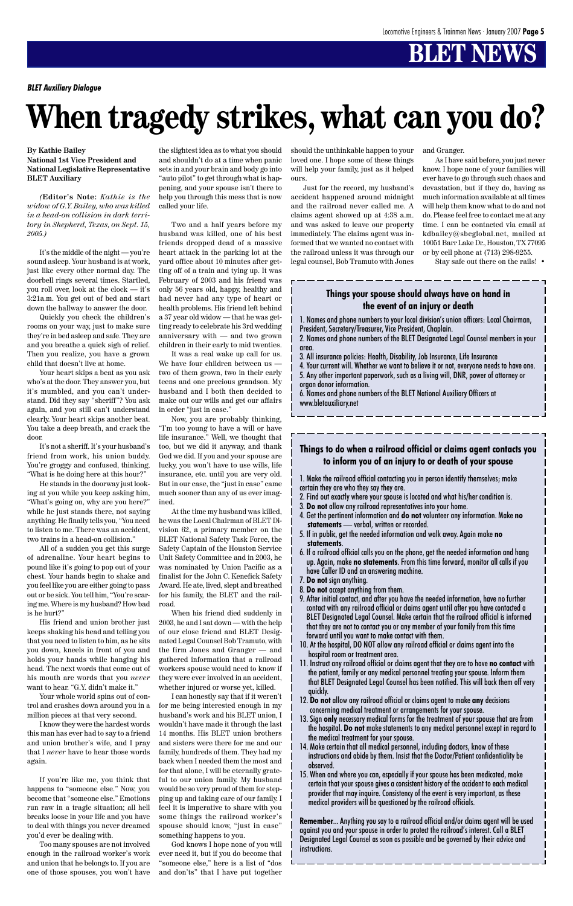# BLET NEWS

***BLET Auxiliary Dialogue***

# When tragedy strikes, what can you do?

**By Kathie Bailey**
**National 1st Vice President and National Legislative Representative BLET Auxiliary**

*(***Editor's Note:*** Kathie is the widow of G.Y. Bailey, who was killed in a head-on collision in dark territory in Shepherd, Texas, on Sept. 15, 2005.)*

It's the middle of the night — you're sound asleep. Your husband is at work, just like every other normal day. The doorbell rings several times. Startled, you roll over, look at the clock — it's 3:21a.m. You get out of bed and start down the hallway to answer the door.

Quickly you check the children's rooms on your way, just to make sure they're in bed asleep and safe. They are and you breathe a quick sigh of relief. Then you realize, you have a grown child that doesn't live at home.

Your heart skips a beat as you ask who's at the door. They answer you, but it's mumbled, and you can't understand. Did they say "sheriff"? You ask again, and you still can't understand clearly. Your heart skips another beat. You take a deep breath, and crack the door.

It's not a sheriff. It's your husband's friend from work, his union buddy. You're groggy and confused, thinking, "What is he doing here at this hour?"

He stands in the doorway just looking at you while you keep asking him, "What's going on, why are you here?" while he just stands there, not saying anything. He finally tells you, "You need to listen to me. There was an accident, two trains in a head-on collision."

All of a sudden you get this surge of adrenaline. Your heart begins to pound like it's going to pop out of your chest. Your hands begin to shake and you feel like you are either going to pass out or be sick. You tell him, "You're scaring me. Where is my husband? How bad is he hurt?"

His friend and union brother just keeps shaking his head and telling you that you need to listen to him, as he sits you down, kneels in front of you and holds your hands while hanging his head. The next words that come out of his mouth are words that you *never* want to hear. "G.Y. didn't make it."

Your whole world spins out of control and crashes down around you in a million pieces at that very second.

I know they were the hardest words this man has ever had to say to a friend and union brother's wife, and I pray that I *never* have to hear those words again.

If you're like me, you think that happens to "someone else." Now, you become that "someone else." Emotions run raw in a tragic situation; all hell breaks loose in your life and you have to deal with things you never dreamed you'd ever be dealing with.

Too many spouses are not involved enough in the railroad worker's work and union that he belongs to. If you are one of those spouses, you won't have the slightest idea as to what you should and shouldn't do at a time when panic sets in and your brain and body go into "auto pilot" to get through what is happening, and your spouse isn't there to help you through this mess that is now called your life.

Two and a half years before my husband was killed, one of his best friends dropped dead of a massive heart attack in the parking lot at the yard office about 10 minutes after getting off of a train and tying up. It was February of 2003 and his friend was only 56 years old, happy, healthy and had never had any type of heart or health problems. His friend left behind a 37 year old widow — that he was getting ready to celebrate his 3rd wedding anniversary with — and two grown children in their early to mid twenties.

It was a real wake up call for us. We have four children between us — two of them grown, two in their early teens and one precious grandson. My husband and I both then decided to make out our wills and get our affairs in order "just in case."

Now, you are probably thinking, "I'm too young to have a will or have life insurance." Well, we thought that too, but we did it anyway, and thank God we did. If you and your spouse are lucky, you won't have to use wills, life insurance, etc. until you are very old. But in our case, the "just in case" came much sooner than any of us ever imagined.

At the time my husband was killed, he was the Local Chairman of BLET Division 62, a primary member on the BLET National Safety Task Force, the Safety Captain of the Houston Service Unit Safety Committee and in 2003, he was nominated by Union Pacific as a finalist for the John C. Kenefick Safety Award. He ate, lived, slept and breathed for his family, the BLET and the railroad.

When his friend died suddenly in 2003, he and I sat down — with the help of our close friend and BLET Designated Legal Counsel Bob Tramuto, with the firm Jones and Granger — and gathered information that a railroad workers spouse would need to know if they were ever involved in an accident, whether injured or worse yet, killed.

I can honestly say that if it weren't for me being interested enough in my husband's work and his BLET union, I wouldn't have made it through the last 14 months. His BLET union brothers and sisters were there for me and our family, hundreds of them. They had my back when I needed them the most and for that alone, I will be eternally grateful to our union family. My husband would be so very proud of them for stepping up and taking care of our family. I feel it is imperative to share with you some things the railroad worker's spouse should know, "just in case" something happens to you.

God knows I hope none of you will ever need it, but if you do become that "someone else," here is a list of "dos and don'ts" that I have put together should the unthinkable happen to your loved one. I hope some of these things will help your family, just as it helped ours.

Just for the record, my husband's accident happened around midnight and the railroad never called me. A claims agent showed up at 4:38 a.m. and was asked to leave our property immediately. The claims agent was informed that we wanted no contact with the railroad unless it was through our legal counsel, Bob Tramuto with Jones and Granger.

As I have said before, you just never know. I hope none of your families will ever have to go through such chaos and devastation, but if they do, having as much information available at all times will help them know what to do and not do. Please feel free to contact me at any time. I can be contacted via email at kdbailey@sbcglobal.net, mailed at 10051 Barr Lake Dr., Houston, TX 77095 or by cell phone at (713) 298-9255.

Stay safe out there on the rails! •

---

### Things your spouse should always have on hand in the event of an injury or death

1. Names and phone numbers to your local division's union officers: Local Chairman, President, Secretary/Treasurer, Vice President, Chaplain.
2. Names and phone numbers of the BLET Designated Legal Counsel members in your area.
3. All insurance policies: Health, Disability, Job Insurance, Life Insurance
4. Your current will. Whether we want to believe it or not, everyone needs to have one.
5. Any other important paperwork, such as a living will, DNR, power of attorney or organ donor information.
6. Names and phone numbers of the BLET National Auxiliary Officers at www.bletauxiliary.net

---

### Things to do when a railroad official or claims agent contacts you to inform you of an injury to or death of your spouse

1. Make the railroad official contacting you in person identify themselves; make certain they are who they say they are.
2. Find out exactly where your spouse is located and what his/her condition is.
3. **Do not** allow any railroad representatives into your home.
4. Get the pertinent information and **do not** volunteer any information. Make **no statements** — verbal, written or recorded.
5. If in public, get the needed information and walk away. Again make **no statements**.
6. If a railroad official calls you on the phone, get the needed information and hang up. Again, make **no statements**. From this time forward, monitor all calls if you have Caller ID and an answering machine.
7. **Do not** sign anything.
8. **Do not** accept anything from them.
9. After initial contact, and after you have the needed information, have no further contact with any railroad official or claims agent until after you have contacted a BLET Designated Legal Counsel. Make certain that the railroad official is informed that they are not to contact you or any member of your family from this time forward until you want to make contact with them.
10. At the hospital, DO NOT allow any railroad official or claims agent into the hospital room or treatment area.
11. Instruct any railroad official or claims agent that they are to have **no contact** with the patient, family or any medical personnel treating your spouse. Inform them that BLET Designated Legal Counsel has been notified. This will back them off very quickly.
12. **Do not** allow any railroad official or claims agent to make **any** decisions concerning medical treatment or arrangements for your spouse.
13. Sign **only** necessary medical forms for the treatment of your spouse that are from the hospital. **Do not** make statements to any medical personnel except in regard to the medical treatment for your spouse.
14. Make certain that all medical personnel, including doctors, know of these instructions and abide by them. Insist that the Doctor/Patient confidentiality be observed.
15. When and where you can, especially if your spouse has been medicated, make certain that your spouse gives a consistent history of the accident to each medical provider that may inquire. Consistency of the event is very important, as these medical providers will be questioned by the railroad officials.

**Remember**... Anything you say to a railroad official and/or claims agent will be used against you and your spouse in order to protect the railroad's interest. Call a BLET Designated Legal Counsel as soon as possible and be governed by their advice and instructions.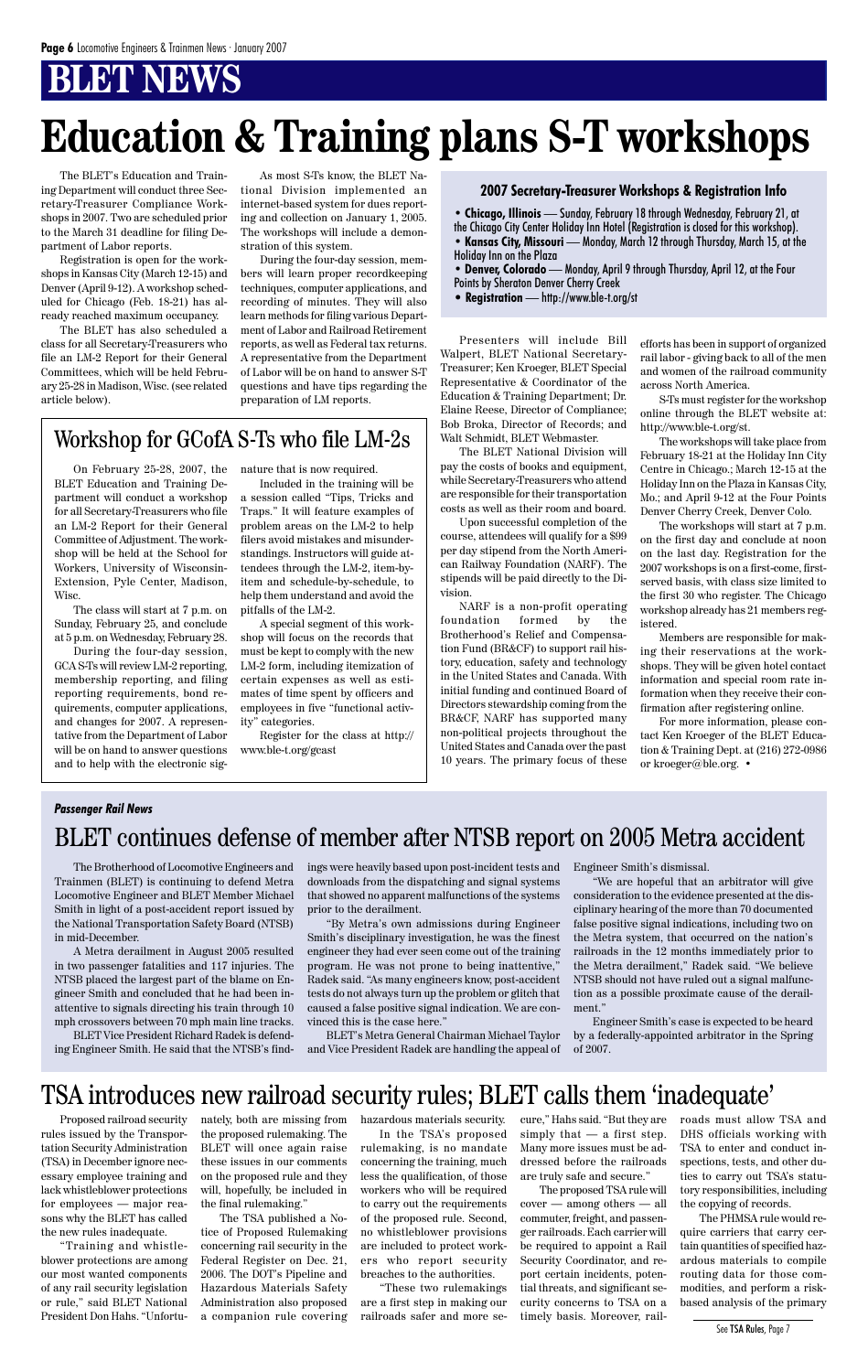# BLET NEWS

# Education & Training plans S-T workshops

The BLET's Education and Training Department will conduct three Secretary-Treasurer Compliance Workshops in 2007. Two are scheduled prior to the March 31 deadline for filing Department of Labor reports.

Registration is open for the workshops in Kansas City (March 12-15) and Denver (April 9-12). A workshop scheduled for Chicago (Feb. 18-21) has already reached maximum occupancy.

The BLET has also scheduled a class for all Secretary-Treasurers who file an LM-2 Report for their General Committees, which will be held February 25-28 in Madison, Wisc. (see related article below).

As most S-Ts know, the BLET National Division implemented an internet-based system for dues reporting and collection on January 1, 2005. The workshops will include a demonstration of this system.

During the four-day session, members will learn proper recordkeeping techniques, computer applications, and recording of minutes. They will also learn methods for filing various Department of Labor and Railroad Retirement reports, as well as Federal tax returns. A representative from the Department of Labor will be on hand to answer S-T questions and have tips regarding the preparation of LM reports.

### 2007 Secretary-Treasurer Workshops & Registration Info

- **Chicago, Illinois** — Sunday, February 18 through Wednesday, February 21, at the Chicago City Center Holiday Inn Hotel (Registration is closed for this workshop).
- **Kansas City, Missouri** — Monday, March 12 through Thursday, March 15, at the Holiday Inn on the Plaza
- **Denver, Colorado** — Monday, April 9 through Thursday, April 12, at the Four Points by Sheraton Denver Cherry Creek
- **Registration** — http://www.ble-t.org/st

Presenters will include Bill Walpert, BLET National Secretary-Treasurer; Ken Kroeger, BLET Special Representative & Coordinator of the Education & Training Department; Dr. Elaine Reese, Director of Compliance; Bob Broka, Director of Records; and Walt Schmidt, BLET Webmaster.

The BLET National Division will pay the costs of books and equipment, while Secretary-Treasurers who attend are responsible for their transportation costs as well as their room and board.

Upon successful completion of the course, attendees will qualify for a $99 per day stipend from the North American Railway Foundation (NARF). The stipends will be paid directly to the Division.

NARF is a non-profit operating foundation formed by the Brotherhood's Relief and Compensation Fund (BR&CF) to support rail history, education, safety and technology in the United States and Canada. With initial funding and continued Board of Directors stewardship coming from the BR&CF, NARF has supported many non-political projects throughout the United States and Canada over the past 10 years. The primary focus of these efforts has been in support of organized rail labor - giving back to all of the men and women of the railroad community across North America.

S-Ts must register for the workshop online through the BLET website at: http://www.ble-t.org/st.

The workshops will take place from February 18-21 at the Holiday Inn City Centre in Chicago.; March 12-15 at the Holiday Inn on the Plaza in Kansas City, Mo.; and April 9-12 at the Four Points Denver Cherry Creek, Denver Colo.

The workshops will start at 7 p.m. on the first day and conclude at noon on the last day. Registration for the 2007 workshops is on a first-come, first-served basis, with class size limited to the first 30 who register. The Chicago workshop already has 21 members registered.

Members are responsible for making their reservations at the workshops. They will be given hotel contact information and special room rate information when they receive their confirmation after registering online.

For more information, please contact Ken Kroeger of the BLET Education & Training Dept. at (216) 272-0986 or kroeger@ble.org. •

## Workshop for GCofA S-Ts who file LM-2s

On February 25-28, 2007, the BLET Education and Training Department will conduct a workshop for all Secretary-Treasurers who file an LM-2 Report for their General Committee of Adjustment. The workshop will be held at the School for Workers, University of Wisconsin-Extension, Pyle Center, Madison, Wisc.

The class will start at 7 p.m. on Sunday, February 25, and conclude at 5 p.m. on Wednesday, February 28.

During the four-day session, GCA S-Ts will review LM-2 reporting, membership reporting, and filing reporting requirements, bond requirements, computer applications, and changes for 2007. A representative from the Department of Labor will be on hand to answer questions and to help with the electronic signature that is now required.

Included in the training will be a session called "Tips, Tricks and Traps." It will feature examples of problem areas on the LM-2 to help filers avoid mistakes and misunderstandings. Instructors will guide attendees through the LM-2, item-by-item and schedule-by-schedule, to help them understand and avoid the pitfalls of the LM-2.

A special segment of this workshop will focus on the records that must be kept to comply with the new LM-2 form, including itemization of certain expenses as well as estimates of time spent by officers and employees in five "functional activity" categories.

Register for the class at http://www.ble-t.org/gcast

*Passenger Rail News*

## BLET continues defense of member after NTSB report on 2005 Metra accident

The Brotherhood of Locomotive Engineers and Trainmen (BLET) is continuing to defend Metra Locomotive Engineer and BLET Member Michael Smith in light of a post-accident report issued by the National Transportation Safety Board (NTSB) in mid-December.

A Metra derailment in August 2005 resulted in two passenger fatalities and 117 injuries. The NTSB placed the largest part of the blame on Engineer Smith and concluded that he had been inattentive to signals directing his train through 10 mph crossovers between 70 mph main line tracks.

BLET Vice President Richard Radek is defending Engineer Smith. He said that the NTSB's findings were heavily based upon post-incident tests and downloads from the dispatching and signal systems that showed no apparent malfunctions of the systems prior to the derailment.

"By Metra's own admissions during Engineer Smith's disciplinary investigation, he was the finest engineer they had ever seen come out of the training program. He was not prone to being inattentive," Radek said. "As many engineers know, post-accident tests do not always turn up the problem or glitch that caused a false positive signal indication. We are convinced this is the case here."

BLET's Metra General Chairman Michael Taylor and Vice President Radek are handling the appeal of Engineer Smith's dismissal.

"We are hopeful that an arbitrator will give consideration to the evidence presented at the disciplinary hearing of the more than 70 documented false positive signal indications, including two on the Metra system, that occurred on the nation's railroads in the 12 months immediately prior to the Metra derailment," Radek said. "We believe NTSB should not have ruled out a signal malfunction as a possible proximate cause of the derailment."

Engineer Smith's case is expected to be heard by a federally-appointed arbitrator in the Spring of 2007.

## TSA introduces new railroad security rules; BLET calls them 'inadequate'

Proposed railroad security rules issued by the Transportation Security Administration (TSA) in December ignore necessary employee training and lack whistleblower protections for employees — major reasons why the BLET has called the new rules inadequate.

"Training and whistleblower protections are among our most wanted components of any rail security legislation or rule," said BLET National President Don Hahs. "Unfortunately, both are missing from the proposed rulemaking. The BLET will once again raise these issues in our comments on the proposed rule and they will, hopefully, be included in the final rulemaking."

The TSA published a Notice of Proposed Rulemaking concerning rail security in the Federal Register on Dec. 21, 2006. The DOT's Pipeline and Hazardous Materials Safety Administration also proposed a companion rule covering hazardous materials security.

In the TSA's proposed rulemaking, is no mandate concerning the training, much less the qualification, of those workers who will be required to carry out the requirements of the proposed rule. Second, no whistleblower provisions are included to protect workers who report security breaches to the authorities.

"These two rulemakings are a first step in making our railroads safer and more secure," Hahs said. "But they are simply that — a first step. Many more issues must be addressed before the railroads are truly safe and secure."

The proposed TSA rule will cover — among others — all commuter, freight, and passenger railroads. Each carrier will be required to appoint a Rail Security Coordinator, and report certain incidents, potential threats, and significant security concerns to TSA on a timely basis. Moreover, railroads must allow TSA and DHS officials working with TSA to enter and conduct inspections, tests, and other duties to carry out TSA's statutory responsibilities, including the copying of records.

The PHMSA rule would require carriers that carry certain quantities of specified hazardous materials to compile routing data for those commodities, and perform a risk-based analysis of the primary

See **TSA Rules**, Page 7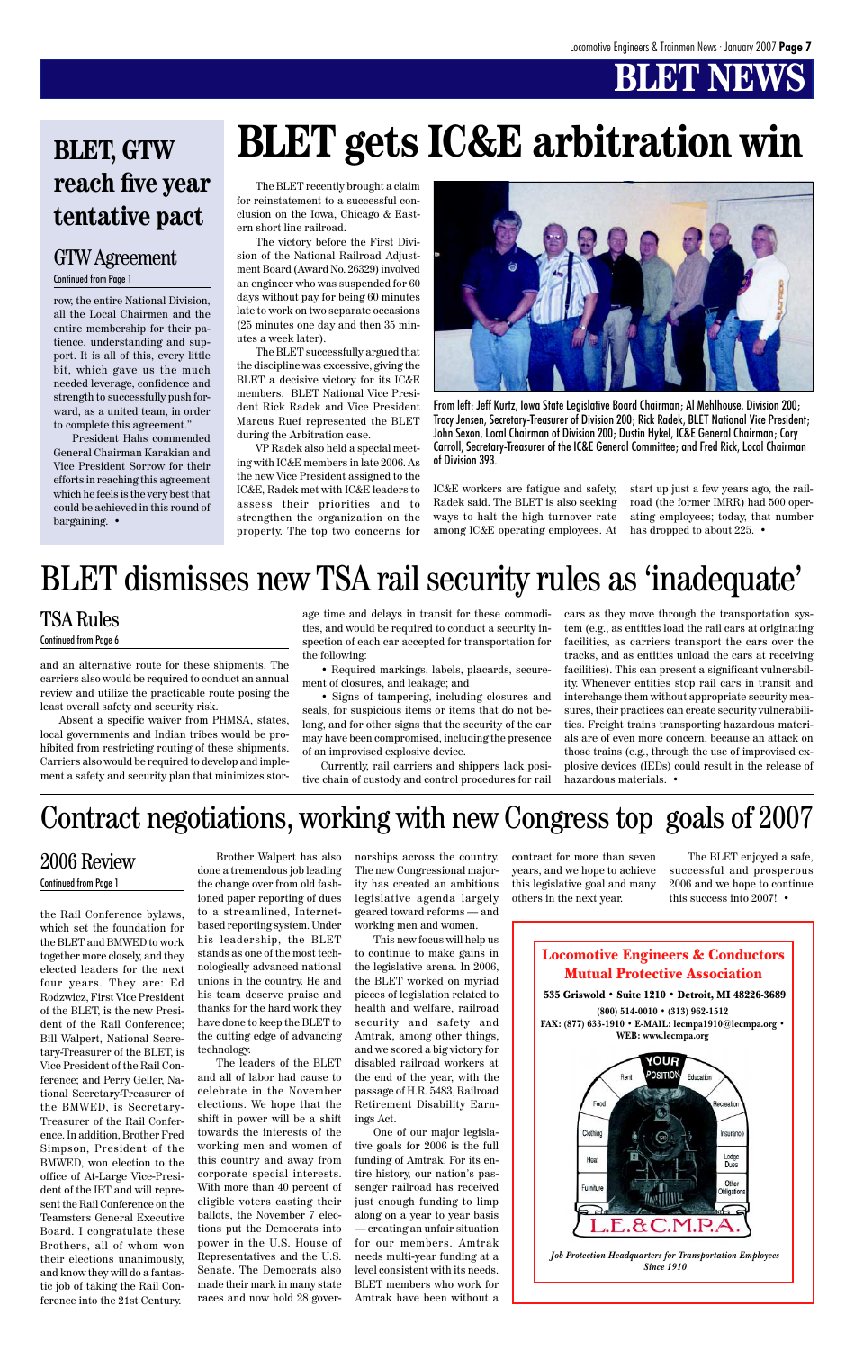# BLET NEWS

## BLET, GTW reach five year tentative pact

### GTW Agreement

Continued from Page 1

row, the entire National Division, all the Local Chairmen and the entire membership for their patience, understanding and support. It is all of this, every little bit, which gave us the much needed leverage, confidence and strength to successfully push forward, as a united team, in order to complete this agreement."

President Hahs commended General Chairman Karakian and Vice President Sorrow for their efforts in reaching this agreement which he feels is the very best that could be achieved in this round of bargaining. •

# BLET gets IC&E arbitration win

The BLET recently brought a claim for reinstatement to a successful conclusion on the Iowa, Chicago & Eastern short line railroad.

The victory before the First Division of the National Railroad Adjustment Board (Award No. 26329) involved an engineer who was suspended for 60 days without pay for being 60 minutes late to work on two separate occasions (25 minutes one day and then 35 minutes a week later).

The BLET successfully argued that the discipline was excessive, giving the BLET a decisive victory for its IC&E members. BLET National Vice President Rick Radek and Vice President Marcus Ruef represented the BLET during the Arbitration case.

VP Radek also held a special meeting with IC&E members in late 2006. As the new Vice President assigned to the IC&E, Radek met with IC&E leaders to assess their priorities and to strengthen the organization on the property. The top two concerns for IC&E workers are fatigue and safety, Radek said. The BLET is also seeking ways to halt the high turnover rate among IC&E operating employees. At start up just a few years ago, the railroad (the former IMRR) had 500 operating employees; today, that number has dropped to about 225. •

From left: Jeff Kurtz, Iowa State Legislative Board Chairman; Al Mehlhouse, Division 200; Tracy Jensen, Secretary-Treasurer of Division 200; Rick Radek, BLET National Vice President; John Sexon, Local Chairman of Division 200; Dustin Hykel, IC&E General Chairman; Cory Carroll, Secretary-Treasurer of the IC&E General Committee; and Fred Rick, Local Chairman of Division 393.

# BLET dismisses new TSA rail security rules as 'inadequate'

### TSA Rules

Continued from Page 6

and an alternative route for these shipments. The carriers also would be required to conduct an annual review and utilize the practicable route posing the least overall safety and security risk.

Absent a specific waiver from PHMSA, states, local governments and Indian tribes would be prohibited from restricting routing of these shipments. Carriers also would be required to develop and implement a safety and security plan that minimizes storage time and delays in transit for these commodities, and would be required to conduct a security inspection of each car accepted for transportation for the following:

• Required markings, labels, placards, securement of closures, and leakage; and

• Signs of tampering, including closures and seals, for suspicious items or items that do not belong, and for other signs that the security of the car may have been compromised, including the presence of an improvised explosive device.

Currently, rail carriers and shippers lack positive chain of custody and control procedures for rail cars as they move through the transportation system (e.g., as entities load the rail cars at originating facilities, as carriers transport the cars over the tracks, and as entities unload the cars at receiving facilities). This can present a significant vulnerability. Whenever entities stop rail cars in transit and interchange them without appropriate security measures, their practices can create security vulnerabilities. Freight trains transporting hazardous materials are of even more concern, because an attack on those trains (e.g., through the use of improvised explosive devices (IEDs) could result in the release of hazardous materials. •

# Contract negotiations, working with new Congress top goals of 2007

### 2006 Review

Continued from Page 1

the Rail Conference bylaws, which set the foundation for the BLET and BMWED to work together more closely, and they elected leaders for the next four years. They are: Ed Rodzwicz, First Vice President of the BLET, is the new President of the Rail Conference; Bill Walpert, National Secretary-Treasurer of the BLET, is Vice President of the Rail Conference; and Perry Geller, National Secretary-Treasurer of the BMWED, is Secretary-Treasurer of the Rail Conference. In addition, Brother Fred Simpson, President of the BMWED, won election to the office of At-Large Vice-President of the IBT and will represent the Rail Conference on the Teamsters General Executive Board. I congratulate these Brothers, all of whom won their elections unanimously, and know they will do a fantastic job of taking the Rail Conference into the 21st Century.

Brother Walpert has also done a tremendous job leading the change over from old fashioned paper reporting of dues to a streamlined, Internet-based reporting system. Under his leadership, the BLET stands as one of the most technologically advanced national unions in the country. He and his team deserve praise and thanks for the hard work they have done to keep the BLET to the cutting edge of advancing technology.

The leaders of the BLET and all of labor had cause to celebrate in the November elections. We hope that the shift in power will be a shift towards the interests of the working men and women of this country and away from corporate special interests. With more than 40 percent of eligible voters casting their ballots, the November 7 elections put the Democrats into power in the U.S. House of Representatives and the U.S. Senate. The Democrats also made their mark in many state races and now hold 28 governorships across the country. The new Congressional majority has created an ambitious legislative agenda largely geared toward reforms — and working men and women.

This new focus will help us to continue to make gains in the legislative arena. In 2006, the BLET worked on myriad pieces of legislation related to health and welfare, railroad security and safety and Amtrak, among other things, and we scored a big victory for disabled railroad workers at the end of the year, with the passage of H.R. 5483, Railroad Retirement Disability Earnings Act.

One of our major legislative goals for 2006 is the full funding of Amtrak. For its entire history, our nation's passenger railroad has received just enough funding to limp along on a year to year basis — creating an unfair situation for our members. Amtrak needs multi-year funding at a level consistent with its needs. BLET members who work for Amtrak have been without a contract for more than seven years, and we hope to achieve this legislative goal and many others in the next year.

The BLET enjoyed a safe, successful and prosperous 2006 and we hope to continue this success into 2007! •

---

**Locomotive Engineers & Conductors Mutual Protective Association**

**535 Griswold • Suite 1210 • Detroit, MI 48226-3689**

**(800) 514-0010 • (313) 962-1512**

**FAX: (877) 633-1910 • E-MAIL: lecmpa1910@lecmpa.org • WEB: www.lecmpa.org**

YOUR POSITION — Rent, Education, Food, Recreation, Clothing, Insurance, Heat, Lodge Dues, Furniture, Other Obligations

L.E.&C.M.P.A.

*Job Protection Headquarters for Transportation Employees Since 1910*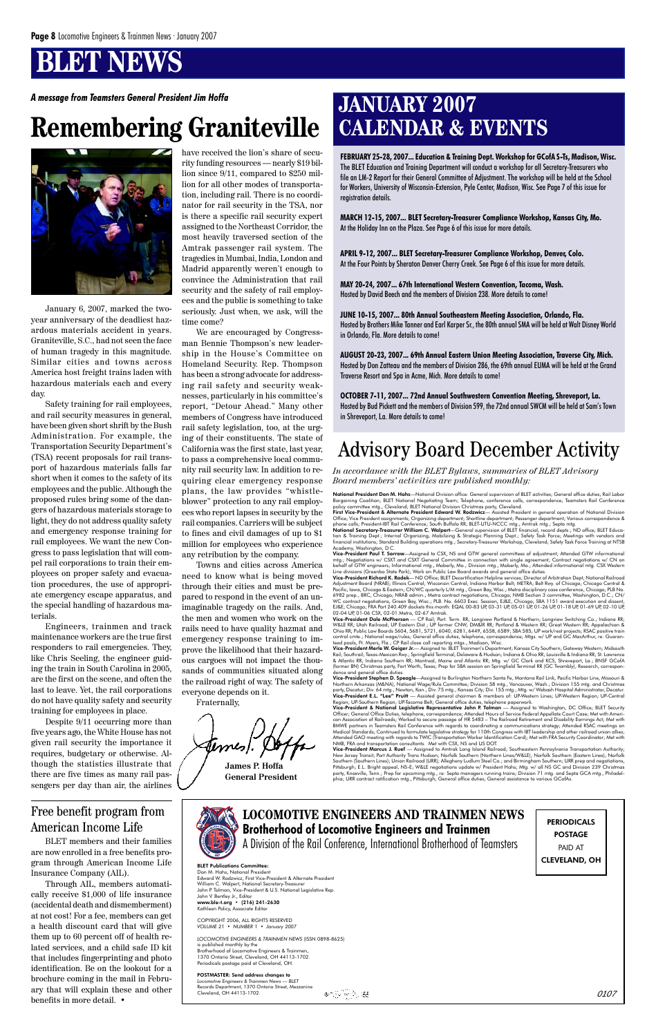# BLET NEWS

*A message from Teamsters General President Jim Hoffa*

# Remembering Graniteville

January 6, 2007, marked the two-year anniversary of the deadliest hazardous materials accident in years. Graniteville, S.C., had not seen the face of human tragedy in this magnitude. Similar cities and towns across America host freight trains laden with hazardous materials each and every day.

Safety training for rail employees, and rail security measures in general, have been given short shrift by the Bush Administration. For example, the Transportation Security Department's (TSA) recent proposals for rail transport of hazardous materials falls far short when it comes to the safety of its employees and the public. Although the proposed rules bring some of the dangers of hazardous materials storage to light, they do not address quality safety and emergency response training for rail employees. We want the new Congress to pass legislation that will compel rail corporations to train their employees on proper safety and evacuation procedures, the use of appropriate emergency escape apparatus, and the special handling of hazardous materials.

Engineers, trainmen and track maintenance workers are the true first responders to rail emergencies. They, like Chris Seeling, the engineer guiding the train in South Carolina in 2005, are the first on the scene, and often the last to leave. Yet, the rail corporations do not have quality safety and security training for employees in place.

Despite 9/11 occurring more than five years ago, the White House has not given rail security the importance it requires, budgetary or otherwise. Although the statistics illustrate that there are five times as many rail passengers per day than air, the airlines have received the lion's share of security funding resources — nearly $19 billion since 9/11, compared to $250 million for all other modes of transportation, including rail. There is no coordinator for rail security in the TSA, nor is there a specific rail security expert assigned to the Northeast Corridor, the most heavily traversed section of the Amtrak passenger rail system. The tragedies in Mumbai, India, London and Madrid apparently weren't enough to convince the Administration that rail security and the safety of rail employees and the public is something to take seriously. Just when, we ask, will the time come?

We are encouraged by Congressman Bennie Thompson's new leadership in the House's Committee on Homeland Security. Rep. Thompson has been a strong advocate for addressing rail safety and security weaknesses, particularly in his committee's report, "Detour Ahead." Many other members of Congress have introduced rail safety legislation, too, at the urging of their constituents. The state of California was the first state, last year, to pass a comprehensive local community rail security law. In addition to requiring clear emergency response plans, the law provides "whistleblower" protection to any rail employees who report lapses in security by the rail companies. Carriers will be subject to fines and civil damages of up to $1 million for employees who experience any retribution by the company.

Towns and cities across America need to know what is being moved through their cities and must be prepared to respond in the event of an unimaginable tragedy on the rails. And, the men and women who work on the rails need to have quality hazmat and emergency response training to improve the likelihood that their hazardous cargoes will not impact the thousands of communities situated along the railroad right of way. The safety of everyone depends on it.

Fraternally,

**James P. Hoffa**
**General President**

## Free benefit program from American Income Life

BLET members and their families are now enrolled in a free benefits program through American Income Life Insurance Company (AIL).

Through AIL, members automatically receive $1,000 of life insurance (accidental death and dismemberment) at not cost! For a fee, members can get a health discount card that will give them up to 60 percent off of health related services, and a child safe ID kit that includes fingerprinting and photo identification. Be on the lookout for a brochure coming in the mail in February that will explain these and other benefits in more detail. •

# JANUARY 2007 CALENDAR & EVENTS

**FEBRUARY 25-28, 2007... Education & Training Dept. Workshop for GCofA S-Ts, Madison, Wisc.**
The BLET Education and Training Department will conduct a workshop for all Secretary-Treasurers who file an LM-2 Report for their General Committee of Adjustment. The workshop will be held at the School for Workers, University of Wisconsin-Extension, Pyle Center, Madison, Wisc. See Page 7 of this issue for registration details.

**MARCH 12-15, 2007... BLET Secretary-Treasurer Compliance Workshop, Kansas City, Mo.**
At the Holiday Inn on the Plaza. See Page 6 of this issue for more details.

**APRIL 9-12, 2007... BLET Secretary-Treasurer Compliance Workshop, Denver, Colo.**
At the Four Points by Sheraton Denver Cherry Creek. See Page 6 of this issue for more details.

**MAY 20-24, 2007... 67th International Western Convention, Tacoma, Wash.**
Hosted by David Beech and the members of Division 238. More details to come!

**JUNE 10-15, 2007... 80th Annual Southeastern Meeting Association, Orlando, Fla.**
Hosted by Brothers Mike Tanner and Earl Karper Sr., the 80th annual SMA will be held at Walt Disney World in Orlando, Fla. More details to come!

**AUGUST 20-23, 2007... 69th Annual Eastern Union Meeting Association, Traverse City, Mich.**
Hosted by Don Zatteau and the members of Division 286, the 69th annual EUMA will be held at the Grand Traverse Resort and Spa in Acme, Mich. More details to come!

**OCTOBER 7-11, 2007... 72nd Annual Southwestern Convention Meeting, Shreveport, La.**
Hosted by Bud Pickett and the members of Division 599, the 72nd annual SWCM will be held at Sam's Town in Shreveport, La. More details to come!

# Advisory Board December Activity

*In accordance with the BLET Bylaws, summaries of BLET Advisory Board members' activities are published monthly:*

**National President Don M. Hahs**—National Division office: General supervision of BLET activities; General office duties, Rail Labor Bargaining Coalition; BLET National Negotiating Team; Telephone, conference calls, correspondence; Teamsters Rail Conference policy committee mtg., Cleveland; BLET National Division Christmas party, Cleveland.

**First Vice-President & Alternate President Edward W. Rodzwicz**— Assisted President in general operation of National Division Office; Vice President assignments; Organizing department; Shortline department; Passenger department; Various correspondence & phone calls; President-IBT Rail Conference; South Buffalo RR; BLET-UTU-NCCC mtg., Amtrak mtg., Septa mtg.

**National Secretary-Treasurer William C. Walpert**—General supervision of BLET financial, record depts.; ND office; BLET Education & Training Dept.; Internal Organizing, Mobilizing & Strategic Planning Dept.; Safety Task Force; Meetings with vendors and financial institutions; Standard Building operations mtg.; Secretary-Treasurer Workshop, Cleveland; Safety Task Force Training at NTSB Academy, Washington, D.C.

**Vice-President Paul T. Sorrow**—Assigned to CSX, NS and GTW general committees of adjustment; Attended GTW informational mtg.; Negotiations w/ CSXT and CSXT General Committee in connection with single agreement; Contract negotiations w/ CN on behalf of GTW engineers; Informational mtg., Moberly, Mo.; Division mtg., Moberly, Mo.; Attended informational mtg. CSX Western Line divisions (Greenbo State Park); Work on Public Law Board awards and general office duties.

**Vice-President Richard K. Radek**— ND Office; BLET Decertification Helpline services; Director of Arbitration Dept; National Railroad Adjustment Board (NRAB); Illinois Central; Wisconsin Central; Indiana Harbor Belt; METRA; Belt Rwy. of Chicago; Chicago Central & Pacific; Iowa, Chicago & Eastern; CN/WC quarterly L/M mtg., Green Bay, Wisc.; Metra disciplinary case conference, Chicago; PLB No. 6982 prep.; BRC, Chicago; NRAB admin.; Metra contract negotiations, Chicago; NMB Section 3 committee, Washington, D.C.; CN/WC contract negotiations, Green Bay, Wisc.; PLB No. 6603 Exec. Session, EJ&E, Chicago; SBA 1151 award execution and dissent, EJ&E, Chicago; FRA Part 240.409 dockets this month: EQAL 00-83 UP, 03-31 UP, 05-01 UP, 01-26 UP, 01-18 UP, 01-69 UP, 02-10 UP, 02-04 UP, 01-06 CSX, 02-01 Metra, 02-67 Amtrak.

**Vice-President Dale McPherson** — CP Rail; Port. Term. RR; Longview Portland & Northern; Longview Switching Co.; Indiana RR; W&LE RR; Utah Railroad; UP Eastern Dist.; UP former CNW, DM&IR RR; Portland & Western RR; Great Western RR; Appalachian & Ohio RR; Public Law Boards 5604, 5681, 5721, 6040, 6281, 6449, 6558, 6589; SBA 585; UP work/rest projects; RSAC positive train control cmte.; National wage/rules; General office duties, telephone, correspondence; Mtgs. w/ UP and GC MacArthur, re: Guaranteed pools, Ft. Myers, Fla.; CP Rail close call reporting mtgs., Madison, Wisc.

**Vice-President Merle W. Geiger Jr.**— Assigned to: BLET Trainmen's Department; Kansas City Southern; Gateway Western; Midsouth Rail; Southrail; Texas-Mexican Rwy.; Springfield Terminal; Delaware & Hudson; Indiana & Ohio RR; Louisville & Indiana RR; St. Lawrence & Atlantic RR; Indiana Southern RR; Montreal, Maine and Atlantic RR; Mtg. w/ GC Clark and KCS, Shreveport, La.; BNSF GCofA (former BN) Christmas party, Fort Worth, Texas; Prep for SBA session on Springfield Terminal RR (GC Twombly); Research, correspondence and general office duties.

**Vice-President Stephen D. Speagle**—Assigned to Burlington Northern Santa Fe, Montana Rail Link, Pacific Harbor Line, Missouri & Northern Arkansas (M&NA), National Wage/Rule Committee; Division 58 mtg., Vancouver, Wash.; Division 155 mtg. and Christmas party, Decatur; Div. 64 mtg., Newton, Kan.; Div. 75 mtg., Kansas City; Div. 155 mtg.; Mtg. w/ Wabash Hospital Administrator, Decatur.

**Vice-President E.L. "Lee" Pruitt** — Assisted general chairmen & members of: UP-Western Lines; UP-Western Region; UP-Central Region; UP-Southern Region; UP-Tacoma Belt; General office duties, telephone paperwork.

**Vice-President & National Legislative Representative John P. Tolman** — Assigned to Washington, DC Office; BLET Security Officer; General Office Duties, telephone, correspondence; Attended Hours of Service Federal Appellate Court Case; Met with American Association of Railroads, Worked to secure passage of HR 5483 – The Railroad Retirement and Disability Earnings Act; Met with BMWE partners in Teamsters Rail Conference with regards to coordinating a communications strategy; Attended RSAC meetings on Medical Standards; Continued to formulate legislative strategy for 110th Congress with IBT leadership and other railroad union allies; Attended GAO meeting with regards to TWIC (Transportation Worker Identification Card); Met with FRA Security Coordinator; Met with NMB, FRA and transportation consultants. Met with CSX, NS and US DOT.

**Vice-President Marcus J. Ruef** — Assigned to Amtrak Long Island Railroad; Southeastern Pennsylvania Transportation Authority; New Jersey Transit; Port Authority Trans Hudson; Norfolk Southern (Northern Lines/W&LE); Norfolk Southern (Eastern Lines); Norfolk Southern (Southern Lines); Union Railroad (URR); Allegheny Ludlum Steel Co.; and Birmingham Southern; URR prep and negotiations, Pittsburgh; E.L. Bright appeal, NS-E; W&LE negotiations update w/ President Hahs; Mtg. w/ all NS GC and Division 239 Christmas party, Knoxville, Tenn.; Prep for upcoming mtg., re: Septa managers running trains; Division 71 mtg. and Septa GCA mtg., Philadelphia; URR contract ratification mtg., Pittsburgh; General office duties; General assistance to various GCofAs.

## LOCOMOTIVE ENGINEERS AND TRAINMEN NEWS
**Brotherhood of Locomotive Engineers and Trainmen**
A Division of the Rail Conference, International Brotherhood of Teamsters

**BLET Publications Committee:**
Don M. Hahs, National President
Edward W. Rodzwicz, First Vice-President & Alternate President
William C. Walpert, National Secretary-Treasurer
John P. Tolman, Vice-President & U.S. National Legislative Rep.
John V. Bentley Jr., Editor
**www.ble-t.org • (216) 241-2630**
Kathleen Policy, Associate Editor

COPYRIGHT 2006, ALL RIGHTS RESERVED
VOLUME 21 • NUMBER 1 • January 2007

*LOCOMOTIVE ENGINEERS & TRAINMEN NEWS* (ISSN 0898-8625) is published monthly by the Brotherhood of Locomotive Engineers & Trainmen, 1370 Ontario Street, Cleveland, OH 44113-1702. Periodicals postage paid at Cleveland, OH.

**POSTMASTER: Send address changes to**
*Locomotive Engineers & Trainmen News — BLET* Records Department, 1370 Ontario Street, Mezzanine Cleveland, OH 44113-1702

**PERIODICALS POSTAGE** PAID AT **CLEVELAND, OH**

0107